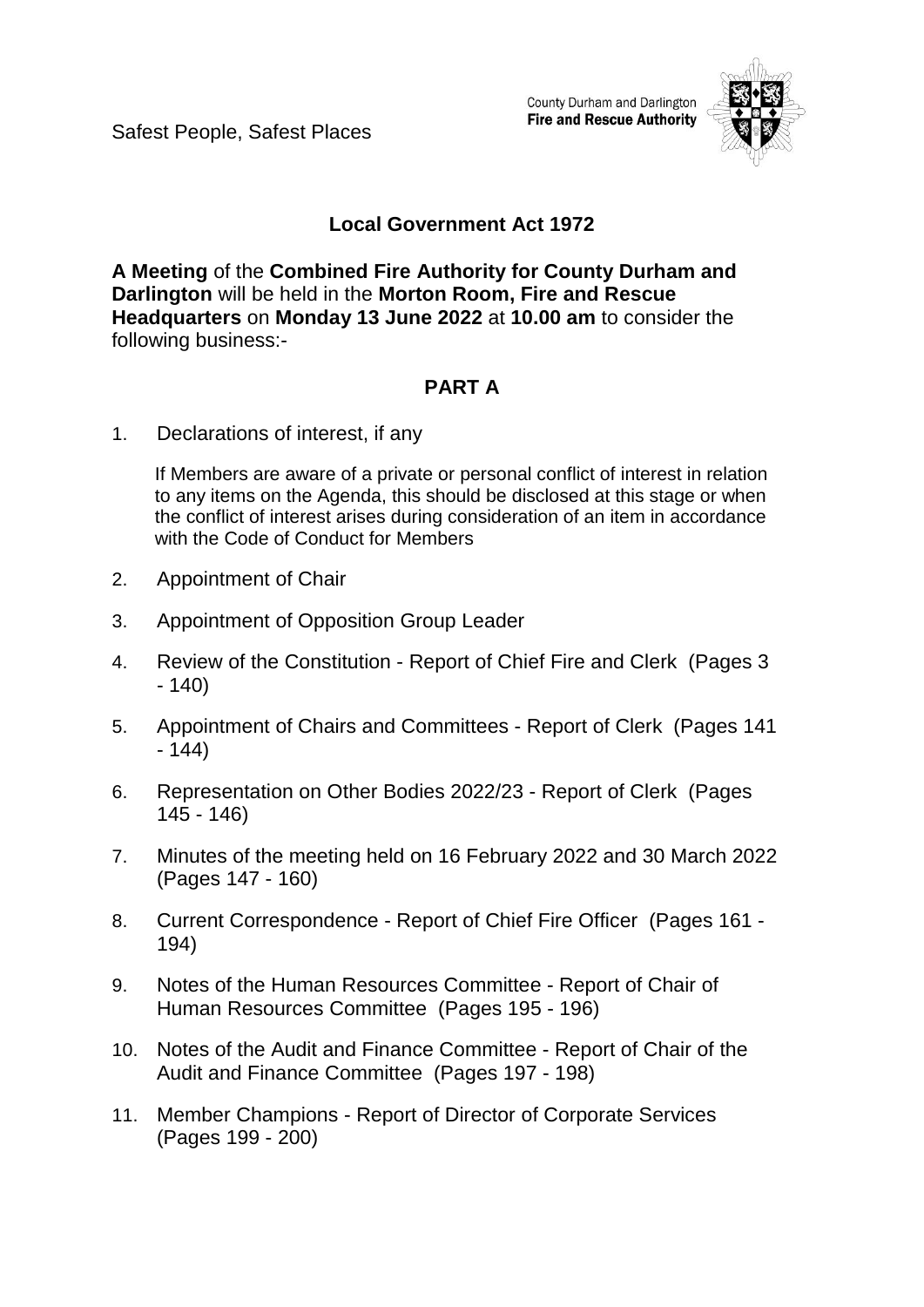Safest People, Safest Places

County Durham and Darlington
**Fire and Rescue Authority**

## Local Government Act 1972

**A Meeting** of the **Combined Fire Authority for County Durham and Darlington** will be held in the **Morton Room, Fire and Rescue Headquarters** on **Monday 13 June 2022** at **10.00 am** to consider the following business:-

## PART A

1. Declarations of interest, if any

   If Members are aware of a private or personal conflict of interest in relation to any items on the Agenda, this should be disclosed at this stage or when the conflict of interest arises during consideration of an item in accordance with the Code of Conduct for Members

2. Appointment of Chair
3. Appointment of Opposition Group Leader
4. Review of the Constitution - Report of Chief Fire and Clerk (Pages 3 - 140)
5. Appointment of Chairs and Committees - Report of Clerk (Pages 141 - 144)
6. Representation on Other Bodies 2022/23 - Report of Clerk (Pages 145 - 146)
7. Minutes of the meeting held on 16 February 2022 and 30 March 2022 (Pages 147 - 160)
8. Current Correspondence - Report of Chief Fire Officer (Pages 161 - 194)
9. Notes of the Human Resources Committee - Report of Chair of Human Resources Committee (Pages 195 - 196)
10. Notes of the Audit and Finance Committee - Report of Chair of the Audit and Finance Committee (Pages 197 - 198)
11. Member Champions - Report of Director of Corporate Services (Pages 199 - 200)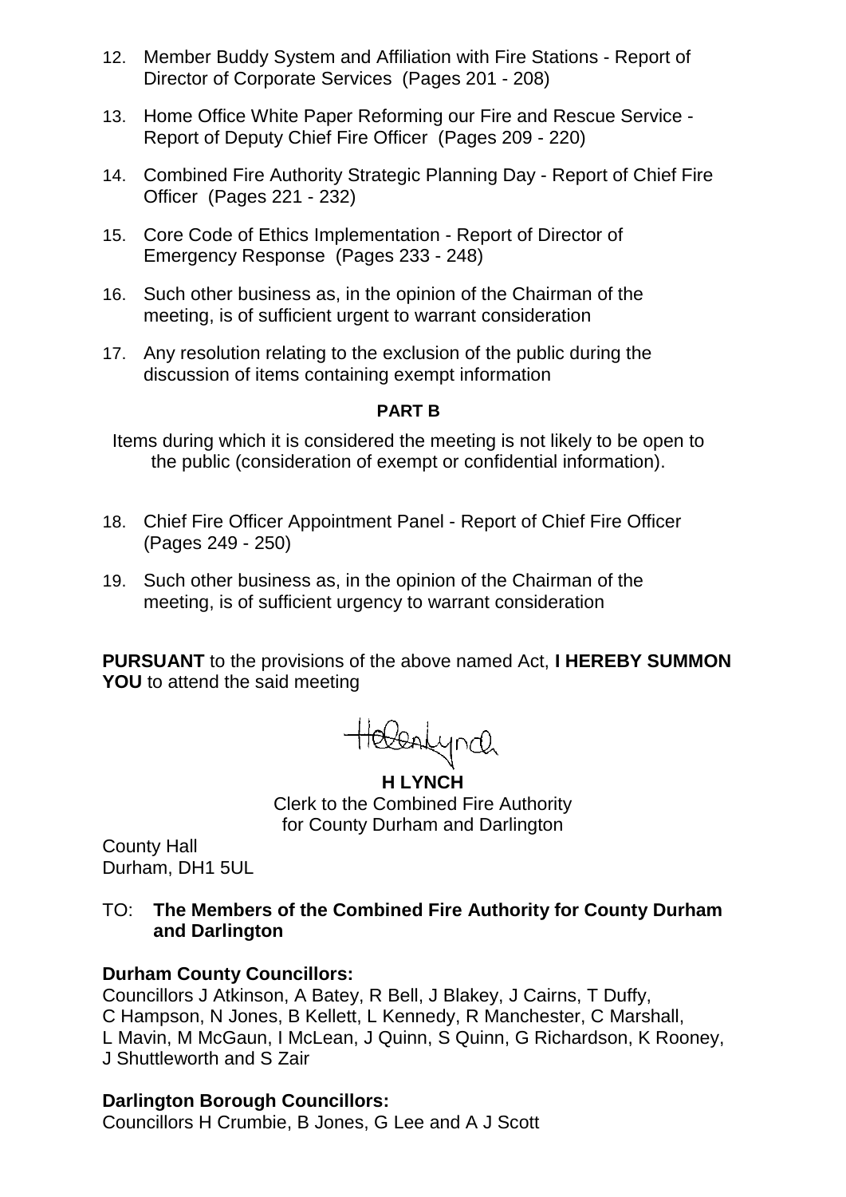12. Member Buddy System and Affiliation with Fire Stations - Report of Director of Corporate Services (Pages 201 - 208)
13. Home Office White Paper Reforming our Fire and Rescue Service - Report of Deputy Chief Fire Officer (Pages 209 - 220)
14. Combined Fire Authority Strategic Planning Day - Report of Chief Fire Officer (Pages 221 - 232)
15. Core Code of Ethics Implementation - Report of Director of Emergency Response (Pages 233 - 248)
16. Such other business as, in the opinion of the Chairman of the meeting, is of sufficient urgent to warrant consideration
17. Any resolution relating to the exclusion of the public during the discussion of items containing exempt information

**PART B**

Items during which it is considered the meeting is not likely to be open to the public (consideration of exempt or confidential information).

18. Chief Fire Officer Appointment Panel - Report of Chief Fire Officer (Pages 249 - 250)
19. Such other business as, in the opinion of the Chairman of the meeting, is of sufficient urgency to warrant consideration

**PURSUANT** to the provisions of the above named Act, **I HEREBY SUMMON YOU** to attend the said meeting

**H LYNCH**
Clerk to the Combined Fire Authority
for County Durham and Darlington

County Hall
Durham, DH1 5UL

TO: **The Members of the Combined Fire Authority for County Durham and Darlington**

**Durham County Councillors:**

Councillors J Atkinson, A Batey, R Bell, J Blakey, J Cairns, T Duffy, C Hampson, N Jones, B Kellett, L Kennedy, R Manchester, C Marshall, L Mavin, M McGaun, I McLean, J Quinn, S Quinn, G Richardson, K Rooney, J Shuttleworth and S Zair

**Darlington Borough Councillors:**

Councillors H Crumbie, B Jones, G Lee and A J Scott